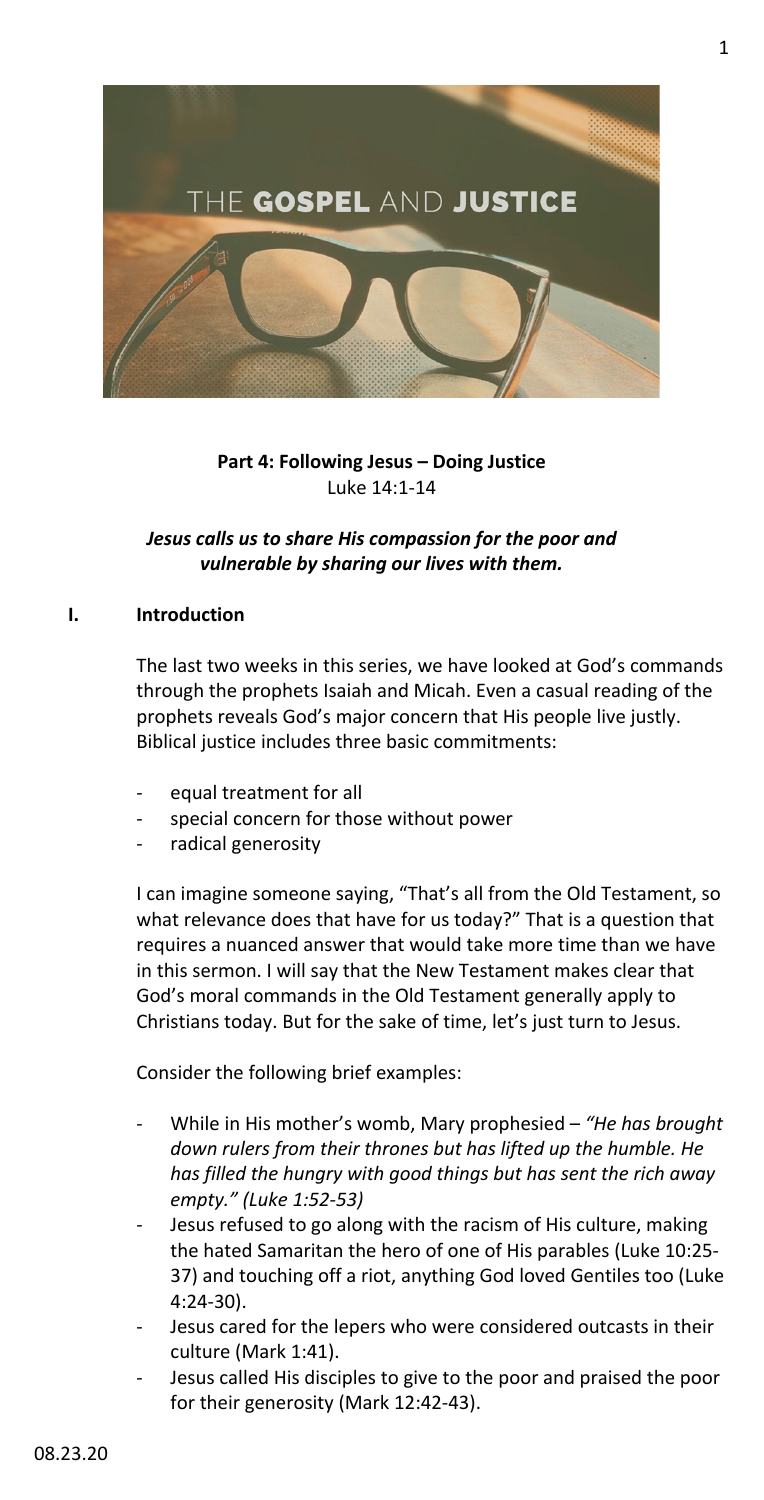THE **GOSPEL** AND **JUSTICE**

**Part 4: Following Jesus – Doing Justice**
Luke 14:1-14

***Jesus calls us to share His compassion for the poor and vulnerable by sharing our lives with them.***

## I. Introduction

The last two weeks in this series, we have looked at God's commands through the prophets Isaiah and Micah. Even a casual reading of the prophets reveals God's major concern that His people live justly. Biblical justice includes three basic commitments:

- equal treatment for all
- special concern for those without power
- radical generosity

I can imagine someone saying, "That's all from the Old Testament, so what relevance does that have for us today?" That is a question that requires a nuanced answer that would take more time than we have in this sermon. I will say that the New Testament makes clear that God's moral commands in the Old Testament generally apply to Christians today. But for the sake of time, let's just turn to Jesus.

Consider the following brief examples:

- While in His mother's womb, Mary prophesied – *"He has brought down rulers from their thrones but has lifted up the humble. He has filled the hungry with good things but has sent the rich away empty." (Luke 1:52-53)*
- Jesus refused to go along with the racism of His culture, making the hated Samaritan the hero of one of His parables (Luke 10:25-37) and touching off a riot, anything God loved Gentiles too (Luke 4:24-30).
- Jesus cared for the lepers who were considered outcasts in their culture (Mark 1:41).
- Jesus called His disciples to give to the poor and praised the poor for their generosity (Mark 12:42-43).

08.23.20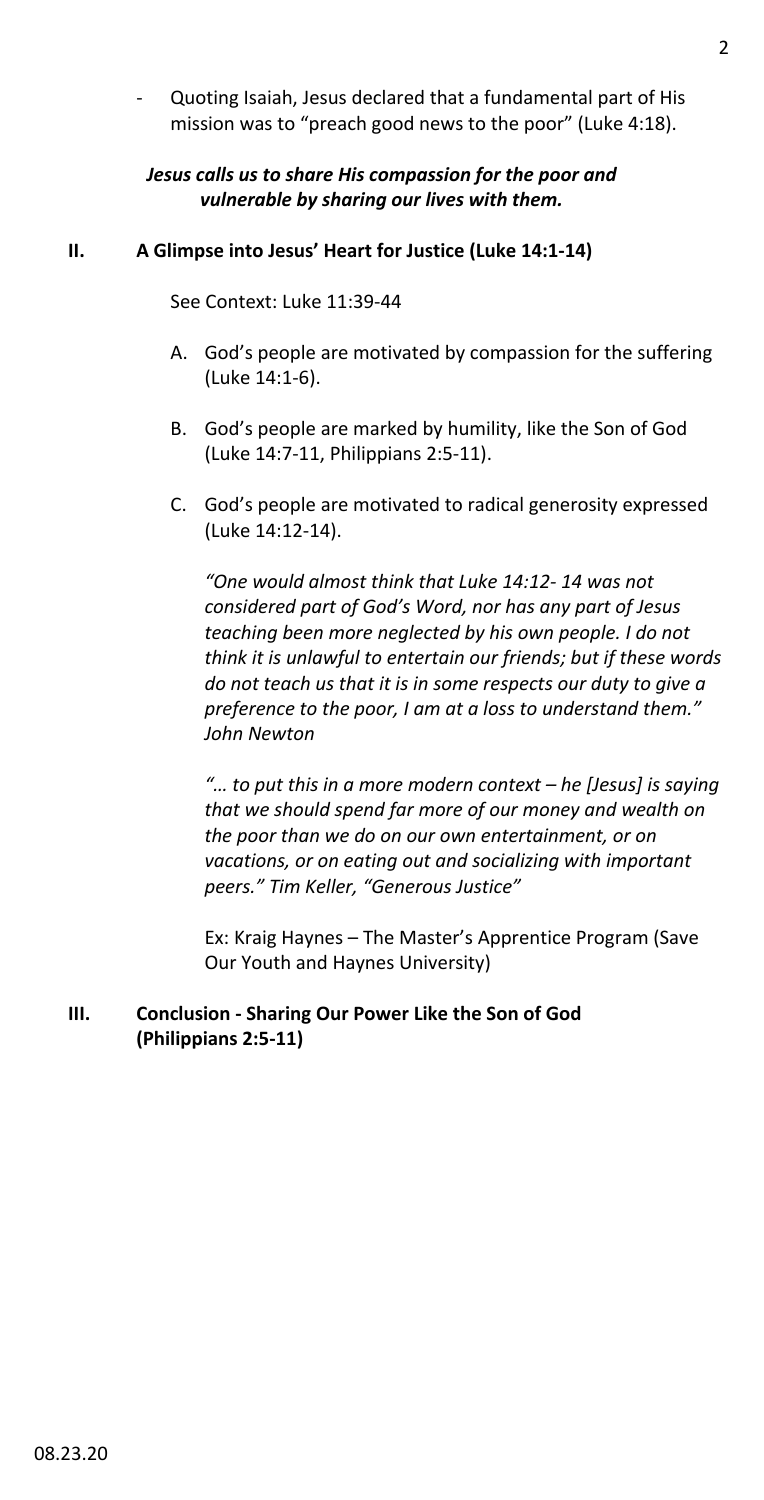- Quoting Isaiah, Jesus declared that a fundamental part of His mission was to "preach good news to the poor" (Luke 4:18).

***Jesus calls us to share His compassion for the poor and vulnerable by sharing our lives with them.***

## II. A Glimpse into Jesus' Heart for Justice (Luke 14:1-14)

See Context: Luke 11:39-44

A. God's people are motivated by compassion for the suffering (Luke 14:1-6).

B. God's people are marked by humility, like the Son of God (Luke 14:7-11, Philippians 2:5-11).

C. God's people are motivated to radical generosity expressed (Luke 14:12-14).

*"One would almost think that Luke 14:12- 14 was not considered part of God's Word, nor has any part of Jesus teaching been more neglected by his own people. I do not think it is unlawful to entertain our friends; but if these words do not teach us that it is in some respects our duty to give a preference to the poor, I am at a loss to understand them." John Newton*

*"… to put this in a more modern context – he [Jesus] is saying that we should spend far more of our money and wealth on the poor than we do on our own entertainment, or on vacations, or on eating out and socializing with important peers." Tim Keller, "Generous Justice"*

Ex: Kraig Haynes – The Master's Apprentice Program (Save Our Youth and Haynes University)

## III. Conclusion - Sharing Our Power Like the Son of God (Philippians 2:5-11)

08.23.20